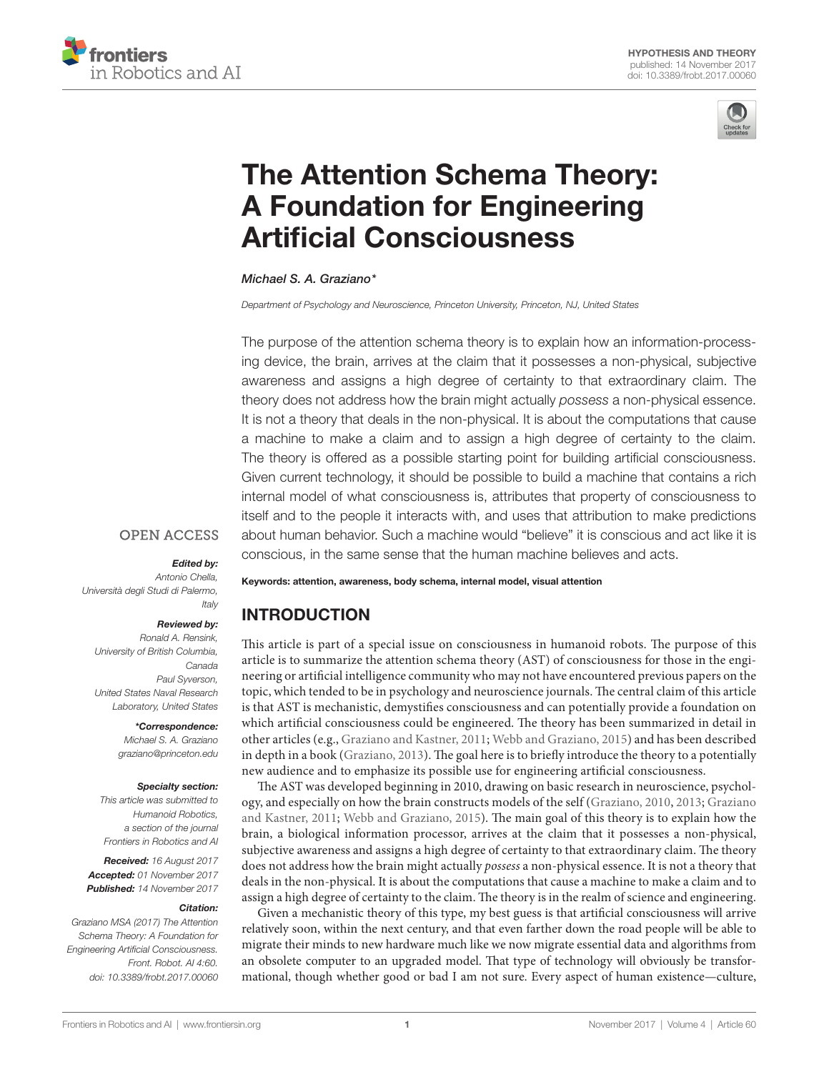HYPOTHESIS AND THEORY
published: 14 November 2017
doi: 10.3389/frobt.2017.00060

# The Attention Schema Theory: A Foundation for Engineering Artificial Consciousness

*Michael S. A. Graziano**

*Department of Psychology and Neuroscience, Princeton University, Princeton, NJ, United States*

The purpose of the attention schema theory is to explain how an information-processing device, the brain, arrives at the claim that it possesses a non-physical, subjective awareness and assigns a high degree of certainty to that extraordinary claim. The theory does not address how the brain might actually *possess* a non-physical essence. It is not a theory that deals in the non-physical. It is about the computations that cause a machine to make a claim and to assign a high degree of certainty to the claim. The theory is offered as a possible starting point for building artificial consciousness. Given current technology, it should be possible to build a machine that contains a rich internal model of what consciousness is, attributes that property of consciousness to itself and to the people it interacts with, and uses that attribution to make predictions about human behavior. Such a machine would "believe" it is conscious and act like it is conscious, in the same sense that the human machine believes and acts.

**Keywords: attention, awareness, body schema, internal model, visual attention**

OPEN ACCESS

***Edited by:***
*Antonio Chella,*
*Università degli Studi di Palermo, Italy*

***Reviewed by:***
*Ronald A. Rensink,*
*University of British Columbia, Canada*
*Paul Syverson,*
*United States Naval Research Laboratory, United States*

***\*Correspondence:***
*Michael S. A. Graziano*
*graziano@princeton.edu*

***Specialty section:***
*This article was submitted to Humanoid Robotics, a section of the journal Frontiers in Robotics and AI*

***Received:*** *16 August 2017*
***Accepted:*** *01 November 2017*
***Published:*** *14 November 2017*

***Citation:***
*Graziano MSA (2017) The Attention Schema Theory: A Foundation for Engineering Artificial Consciousness. Front. Robot. AI 4:60. doi: 10.3389/frobt.2017.00060*

## INTRODUCTION

This article is part of a special issue on consciousness in humanoid robots. The purpose of this article is to summarize the attention schema theory (AST) of consciousness for those in the engineering or artificial intelligence community who may not have encountered previous papers on the topic, which tended to be in psychology and neuroscience journals. The central claim of this article is that AST is mechanistic, demystifies consciousness and can potentially provide a foundation on which artificial consciousness could be engineered. The theory has been summarized in detail in other articles (e.g., Graziano and Kastner, 2011; Webb and Graziano, 2015) and has been described in depth in a book (Graziano, 2013). The goal here is to briefly introduce the theory to a potentially new audience and to emphasize its possible use for engineering artificial consciousness.

The AST was developed beginning in 2010, drawing on basic research in neuroscience, psychology, and especially on how the brain constructs models of the self (Graziano, 2010, 2013; Graziano and Kastner, 2011; Webb and Graziano, 2015). The main goal of this theory is to explain how the brain, a biological information processor, arrives at the claim that it possesses a non-physical, subjective awareness and assigns a high degree of certainty to that extraordinary claim. The theory does not address how the brain might actually *possess* a non-physical essence. It is not a theory that deals in the non-physical. It is about the computations that cause a machine to make a claim and to assign a high degree of certainty to the claim. The theory is in the realm of science and engineering.

Given a mechanistic theory of this type, my best guess is that artificial consciousness will arrive relatively soon, within the next century, and that even farther down the road people will be able to migrate their minds to new hardware much like we now migrate essential data and algorithms from an obsolete computer to an upgraded model. That type of technology will obviously be transformational, though whether good or bad I am not sure. Every aspect of human existence—culture,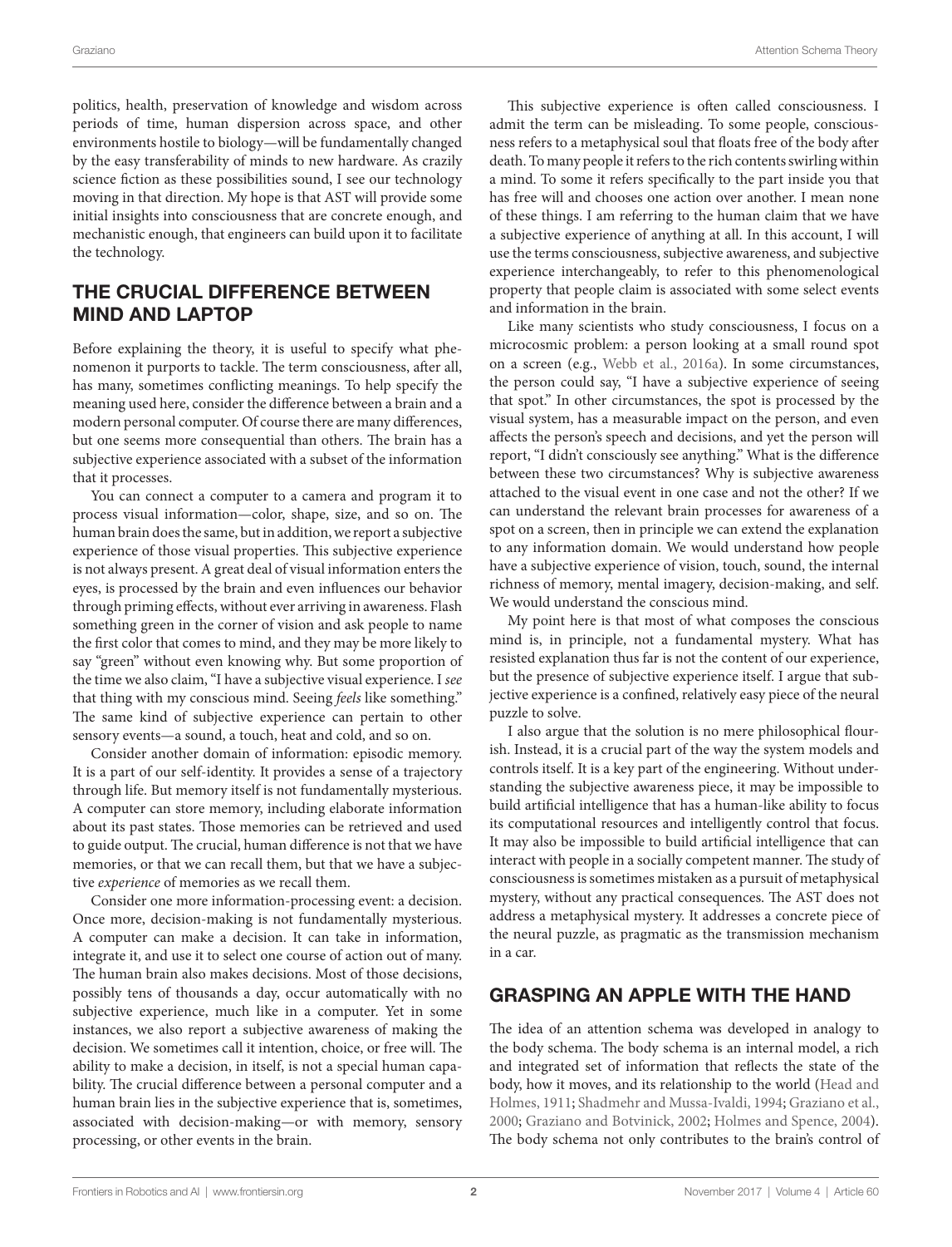politics, health, preservation of knowledge and wisdom across periods of time, human dispersion across space, and other environments hostile to biology—will be fundamentally changed by the easy transferability of minds to new hardware. As crazily science fiction as these possibilities sound, I see our technology moving in that direction. My hope is that AST will provide some initial insights into consciousness that are concrete enough, and mechanistic enough, that engineers can build upon it to facilitate the technology.

## THE CRUCIAL DIFFERENCE BETWEEN MIND AND LAPTOP

Before explaining the theory, it is useful to specify what phenomenon it purports to tackle. The term consciousness, after all, has many, sometimes conflicting meanings. To help specify the meaning used here, consider the difference between a brain and a modern personal computer. Of course there are many differences, but one seems more consequential than others. The brain has a subjective experience associated with a subset of the information that it processes.

You can connect a computer to a camera and program it to process visual information—color, shape, size, and so on. The human brain does the same, but in addition, we report a subjective experience of those visual properties. This subjective experience is not always present. A great deal of visual information enters the eyes, is processed by the brain and even influences our behavior through priming effects, without ever arriving in awareness. Flash something green in the corner of vision and ask people to name the first color that comes to mind, and they may be more likely to say "green" without even knowing why. But some proportion of the time we also claim, "I have a subjective visual experience. I *see* that thing with my conscious mind. Seeing *feels* like something." The same kind of subjective experience can pertain to other sensory events—a sound, a touch, heat and cold, and so on.

Consider another domain of information: episodic memory. It is a part of our self-identity. It provides a sense of a trajectory through life. But memory itself is not fundamentally mysterious. A computer can store memory, including elaborate information about its past states. Those memories can be retrieved and used to guide output. The crucial, human difference is not that we have memories, or that we can recall them, but that we have a subjective *experience* of memories as we recall them.

Consider one more information-processing event: a decision. Once more, decision-making is not fundamentally mysterious. A computer can make a decision. It can take in information, integrate it, and use it to select one course of action out of many. The human brain also makes decisions. Most of those decisions, possibly tens of thousands a day, occur automatically with no subjective experience, much like in a computer. Yet in some instances, we also report a subjective awareness of making the decision. We sometimes call it intention, choice, or free will. The ability to make a decision, in itself, is not a special human capability. The crucial difference between a personal computer and a human brain lies in the subjective experience that is, sometimes, associated with decision-making—or with memory, sensory processing, or other events in the brain.

This subjective experience is often called consciousness. I admit the term can be misleading. To some people, consciousness refers to a metaphysical soul that floats free of the body after death. To many people it refers to the rich contents swirling within a mind. To some it refers specifically to the part inside you that has free will and chooses one action over another. I mean none of these things. I am referring to the human claim that we have a subjective experience of anything at all. In this account, I will use the terms consciousness, subjective awareness, and subjective experience interchangeably, to refer to this phenomenological property that people claim is associated with some select events and information in the brain.

Like many scientists who study consciousness, I focus on a microcosmic problem: a person looking at a small round spot on a screen (e.g., Webb et al., 2016a). In some circumstances, the person could say, "I have a subjective experience of seeing that spot." In other circumstances, the spot is processed by the visual system, has a measurable impact on the person, and even affects the person's speech and decisions, and yet the person will report, "I didn't consciously see anything." What is the difference between these two circumstances? Why is subjective awareness attached to the visual event in one case and not the other? If we can understand the relevant brain processes for awareness of a spot on a screen, then in principle we can extend the explanation to any information domain. We would understand how people have a subjective experience of vision, touch, sound, the internal richness of memory, mental imagery, decision-making, and self. We would understand the conscious mind.

My point here is that most of what composes the conscious mind is, in principle, not a fundamental mystery. What has resisted explanation thus far is not the content of our experience, but the presence of subjective experience itself. I argue that subjective experience is a confined, relatively easy piece of the neural puzzle to solve.

I also argue that the solution is no mere philosophical flourish. Instead, it is a crucial part of the way the system models and controls itself. It is a key part of the engineering. Without understanding the subjective awareness piece, it may be impossible to build artificial intelligence that has a human-like ability to focus its computational resources and intelligently control that focus. It may also be impossible to build artificial intelligence that can interact with people in a socially competent manner. The study of consciousness is sometimes mistaken as a pursuit of metaphysical mystery, without any practical consequences. The AST does not address a metaphysical mystery. It addresses a concrete piece of the neural puzzle, as pragmatic as the transmission mechanism in a car.

## GRASPING AN APPLE WITH THE HAND

The idea of an attention schema was developed in analogy to the body schema. The body schema is an internal model, a rich and integrated set of information that reflects the state of the body, how it moves, and its relationship to the world (Head and Holmes, 1911; Shadmehr and Mussa-Ivaldi, 1994; Graziano et al., 2000; Graziano and Botvinick, 2002; Holmes and Spence, 2004). The body schema not only contributes to the brain's control of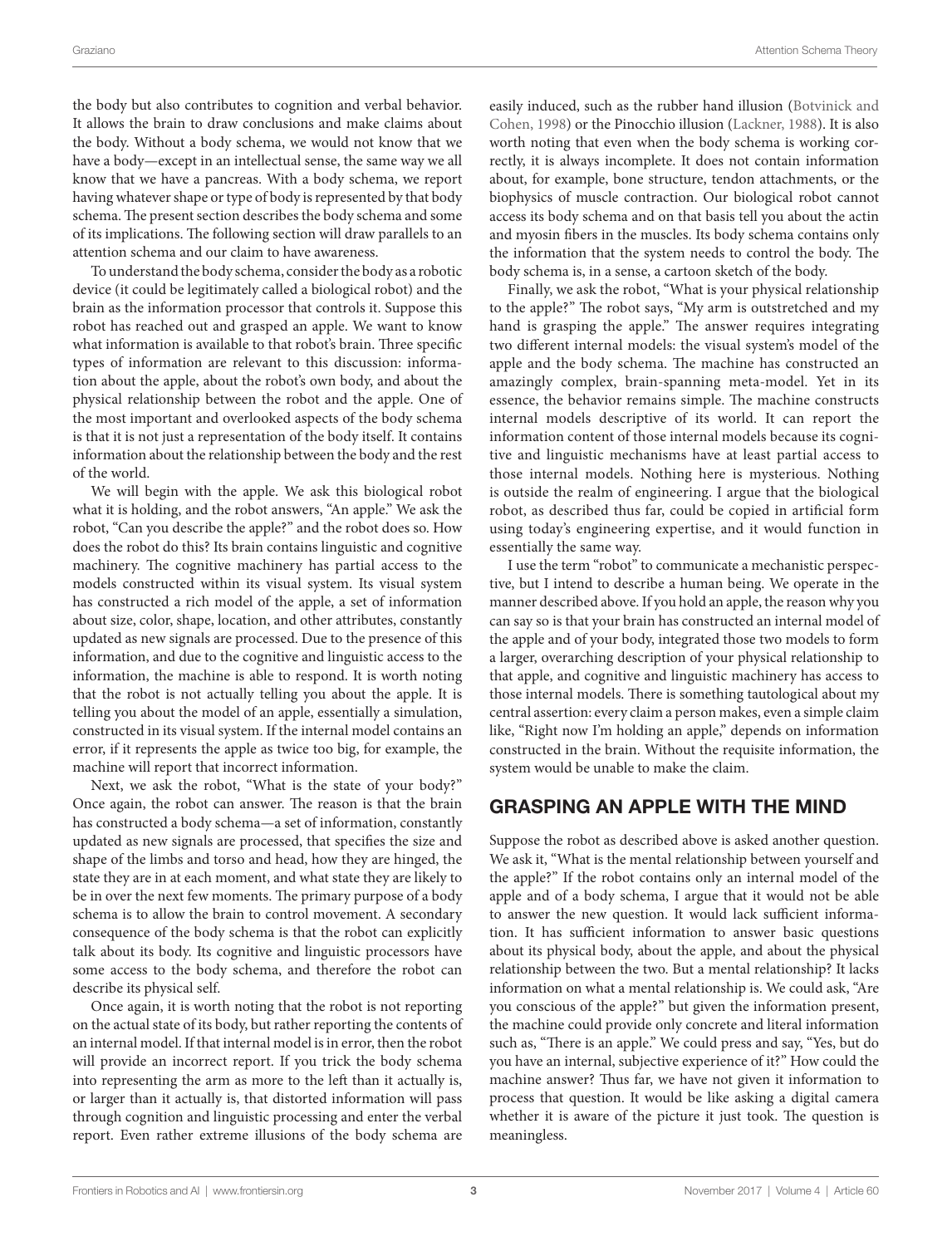the body but also contributes to cognition and verbal behavior. It allows the brain to draw conclusions and make claims about the body. Without a body schema, we would not know that we have a body—except in an intellectual sense, the same way we all know that we have a pancreas. With a body schema, we report having whatever shape or type of body is represented by that body schema. The present section describes the body schema and some of its implications. The following section will draw parallels to an attention schema and our claim to have awareness.

To understand the body schema, consider the body as a robotic device (it could be legitimately called a biological robot) and the brain as the information processor that controls it. Suppose this robot has reached out and grasped an apple. We want to know what information is available to that robot's brain. Three specific types of information are relevant to this discussion: information about the apple, about the robot's own body, and about the physical relationship between the robot and the apple. One of the most important and overlooked aspects of the body schema is that it is not just a representation of the body itself. It contains information about the relationship between the body and the rest of the world.

We will begin with the apple. We ask this biological robot what it is holding, and the robot answers, "An apple." We ask the robot, "Can you describe the apple?" and the robot does so. How does the robot do this? Its brain contains linguistic and cognitive machinery. The cognitive machinery has partial access to the models constructed within its visual system. Its visual system has constructed a rich model of the apple, a set of information about size, color, shape, location, and other attributes, constantly updated as new signals are processed. Due to the presence of this information, and due to the cognitive and linguistic access to the information, the machine is able to respond. It is worth noting that the robot is not actually telling you about the apple. It is telling you about the model of an apple, essentially a simulation, constructed in its visual system. If the internal model contains an error, if it represents the apple as twice too big, for example, the machine will report that incorrect information.

Next, we ask the robot, "What is the state of your body?" Once again, the robot can answer. The reason is that the brain has constructed a body schema—a set of information, constantly updated as new signals are processed, that specifies the size and shape of the limbs and torso and head, how they are hinged, the state they are in at each moment, and what state they are likely to be in over the next few moments. The primary purpose of a body schema is to allow the brain to control movement. A secondary consequence of the body schema is that the robot can explicitly talk about its body. Its cognitive and linguistic processors have some access to the body schema, and therefore the robot can describe its physical self.

Once again, it is worth noting that the robot is not reporting on the actual state of its body, but rather reporting the contents of an internal model. If that internal model is in error, then the robot will provide an incorrect report. If you trick the body schema into representing the arm as more to the left than it actually is, or larger than it actually is, that distorted information will pass through cognition and linguistic processing and enter the verbal report. Even rather extreme illusions of the body schema are easily induced, such as the rubber hand illusion (Botvinick and Cohen, 1998) or the Pinocchio illusion (Lackner, 1988). It is also worth noting that even when the body schema is working correctly, it is always incomplete. It does not contain information about, for example, bone structure, tendon attachments, or the biophysics of muscle contraction. Our biological robot cannot access its body schema and on that basis tell you about the actin and myosin fibers in the muscles. Its body schema contains only the information that the system needs to control the body. The body schema is, in a sense, a cartoon sketch of the body.

Finally, we ask the robot, "What is your physical relationship to the apple?" The robot says, "My arm is outstretched and my hand is grasping the apple." The answer requires integrating two different internal models: the visual system's model of the apple and the body schema. The machine has constructed an amazingly complex, brain-spanning meta-model. Yet in its essence, the behavior remains simple. The machine constructs internal models descriptive of its world. It can report the information content of those internal models because its cognitive and linguistic mechanisms have at least partial access to those internal models. Nothing here is mysterious. Nothing is outside the realm of engineering. I argue that the biological robot, as described thus far, could be copied in artificial form using today's engineering expertise, and it would function in essentially the same way.

I use the term "robot" to communicate a mechanistic perspective, but I intend to describe a human being. We operate in the manner described above. If you hold an apple, the reason why you can say so is that your brain has constructed an internal model of the apple and of your body, integrated those two models to form a larger, overarching description of your physical relationship to that apple, and cognitive and linguistic machinery has access to those internal models. There is something tautological about my central assertion: every claim a person makes, even a simple claim like, "Right now I'm holding an apple," depends on information constructed in the brain. Without the requisite information, the system would be unable to make the claim.

## GRASPING AN APPLE WITH THE MIND

Suppose the robot as described above is asked another question. We ask it, "What is the mental relationship between yourself and the apple?" If the robot contains only an internal model of the apple and of a body schema, I argue that it would not be able to answer the new question. It would lack sufficient information. It has sufficient information to answer basic questions about its physical body, about the apple, and about the physical relationship between the two. But a mental relationship? It lacks information on what a mental relationship is. We could ask, "Are you conscious of the apple?" but given the information present, the machine could provide only concrete and literal information such as, "There is an apple." We could press and say, "Yes, but do you have an internal, subjective experience of it?" How could the machine answer? Thus far, we have not given it information to process that question. It would be like asking a digital camera whether it is aware of the picture it just took. The question is meaningless.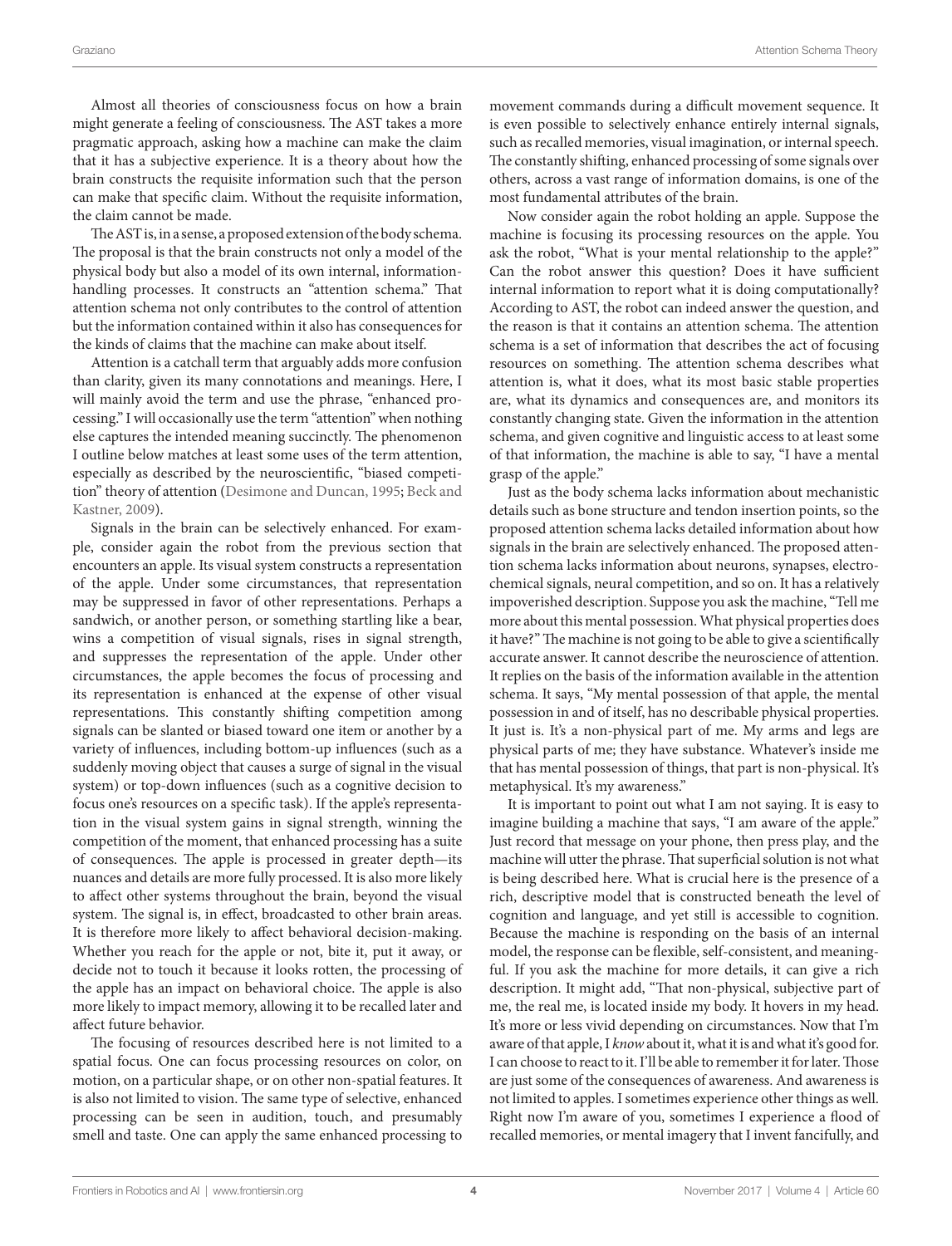Almost all theories of consciousness focus on how a brain might generate a feeling of consciousness. The AST takes a more pragmatic approach, asking how a machine can make the claim that it has a subjective experience. It is a theory about how the brain constructs the requisite information such that the person can make that specific claim. Without the requisite information, the claim cannot be made.

The AST is, in a sense, a proposed extension of the body schema. The proposal is that the brain constructs not only a model of the physical body but also a model of its own internal, information-handling processes. It constructs an "attention schema." That attention schema not only contributes to the control of attention but the information contained within it also has consequences for the kinds of claims that the machine can make about itself.

Attention is a catchall term that arguably adds more confusion than clarity, given its many connotations and meanings. Here, I will mainly avoid the term and use the phrase, "enhanced processing." I will occasionally use the term "attention" when nothing else captures the intended meaning succinctly. The phenomenon I outline below matches at least some uses of the term attention, especially as described by the neuroscientific, "biased competition" theory of attention (Desimone and Duncan, 1995; Beck and Kastner, 2009).

Signals in the brain can be selectively enhanced. For example, consider again the robot from the previous section that encounters an apple. Its visual system constructs a representation of the apple. Under some circumstances, that representation may be suppressed in favor of other representations. Perhaps a sandwich, or another person, or something startling like a bear, wins a competition of visual signals, rises in signal strength, and suppresses the representation of the apple. Under other circumstances, the apple becomes the focus of processing and its representation is enhanced at the expense of other visual representations. This constantly shifting competition among signals can be slanted or biased toward one item or another by a variety of influences, including bottom-up influences (such as a suddenly moving object that causes a surge of signal in the visual system) or top-down influences (such as a cognitive decision to focus one's resources on a specific task). If the apple's representation in the visual system gains in signal strength, winning the competition of the moment, that enhanced processing has a suite of consequences. The apple is processed in greater depth—its nuances and details are more fully processed. It is also more likely to affect other systems throughout the brain, beyond the visual system. The signal is, in effect, broadcasted to other brain areas. It is therefore more likely to affect behavioral decision-making. Whether you reach for the apple or not, bite it, put it away, or decide not to touch it because it looks rotten, the processing of the apple has an impact on behavioral choice. The apple is also more likely to impact memory, allowing it to be recalled later and affect future behavior.

The focusing of resources described here is not limited to a spatial focus. One can focus processing resources on color, on motion, on a particular shape, or on other non-spatial features. It is also not limited to vision. The same type of selective, enhanced processing can be seen in audition, touch, and presumably smell and taste. One can apply the same enhanced processing to movement commands during a difficult movement sequence. It is even possible to selectively enhance entirely internal signals, such as recalled memories, visual imagination, or internal speech. The constantly shifting, enhanced processing of some signals over others, across a vast range of information domains, is one of the most fundamental attributes of the brain.

Now consider again the robot holding an apple. Suppose the machine is focusing its processing resources on the apple. You ask the robot, "What is your mental relationship to the apple?" Can the robot answer this question? Does it have sufficient internal information to report what it is doing computationally? According to AST, the robot can indeed answer the question, and the reason is that it contains an attention schema. The attention schema is a set of information that describes the act of focusing resources on something. The attention schema describes what attention is, what it does, what its most basic stable properties are, what its dynamics and consequences are, and monitors its constantly changing state. Given the information in the attention schema, and given cognitive and linguistic access to at least some of that information, the machine is able to say, "I have a mental grasp of the apple."

Just as the body schema lacks information about mechanistic details such as bone structure and tendon insertion points, so the proposed attention schema lacks detailed information about how signals in the brain are selectively enhanced. The proposed attention schema lacks information about neurons, synapses, electrochemical signals, neural competition, and so on. It has a relatively impoverished description. Suppose you ask the machine, "Tell me more about this mental possession. What physical properties does it have?" The machine is not going to be able to give a scientifically accurate answer. It cannot describe the neuroscience of attention. It replies on the basis of the information available in the attention schema. It says, "My mental possession of that apple, the mental possession in and of itself, has no describable physical properties. It just is. It's a non-physical part of me. My arms and legs are physical parts of me; they have substance. Whatever's inside me that has mental possession of things, that part is non-physical. It's metaphysical. It's my awareness."

It is important to point out what I am not saying. It is easy to imagine building a machine that says, "I am aware of the apple." Just record that message on your phone, then press play, and the machine will utter the phrase. That superficial solution is not what is being described here. What is crucial here is the presence of a rich, descriptive model that is constructed beneath the level of cognition and language, and yet still is accessible to cognition. Because the machine is responding on the basis of an internal model, the response can be flexible, self-consistent, and meaningful. If you ask the machine for more details, it can give a rich description. It might add, "That non-physical, subjective part of me, the real me, is located inside my body. It hovers in my head. It's more or less vivid depending on circumstances. Now that I'm aware of that apple, I *know* about it, what it is and what it's good for. I can choose to react to it. I'll be able to remember it for later. Those are just some of the consequences of awareness. And awareness is not limited to apples. I sometimes experience other things as well. Right now I'm aware of you, sometimes I experience a flood of recalled memories, or mental imagery that I invent fancifully, and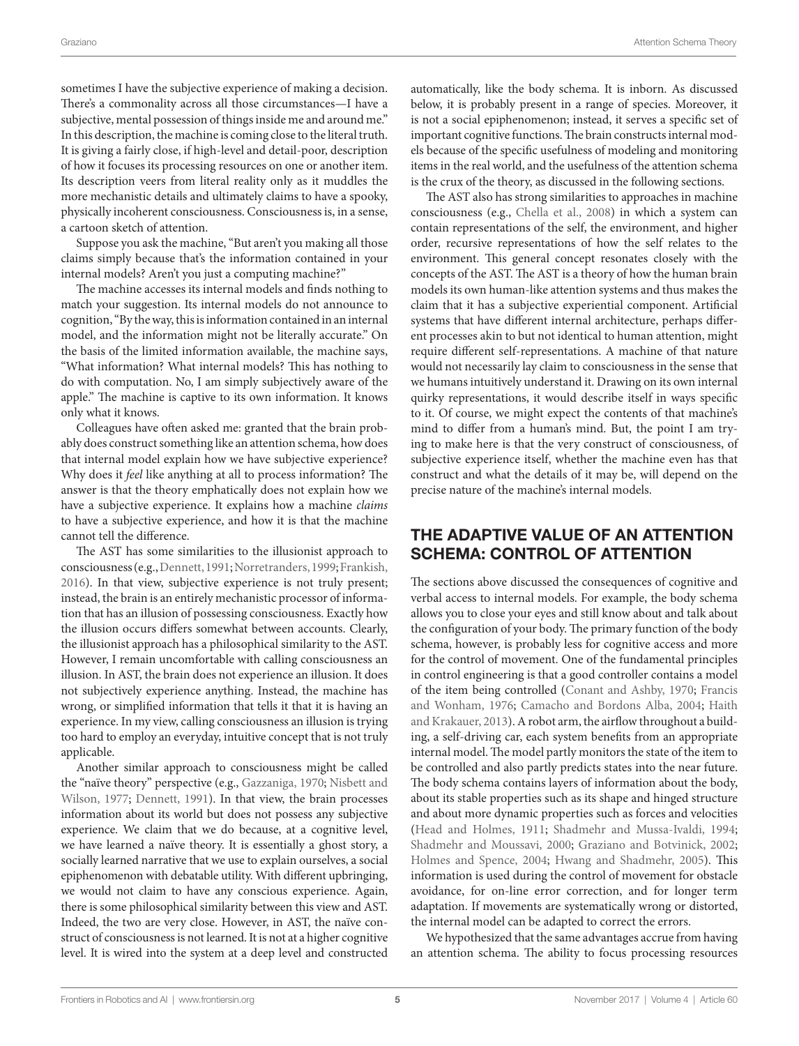sometimes I have the subjective experience of making a decision. There's a commonality across all those circumstances—I have a subjective, mental possession of things inside me and around me." In this description, the machine is coming close to the literal truth. It is giving a fairly close, if high-level and detail-poor, description of how it focuses its processing resources on one or another item. Its description veers from literal reality only as it muddles the more mechanistic details and ultimately claims to have a spooky, physically incoherent consciousness. Consciousness is, in a sense, a cartoon sketch of attention.

Suppose you ask the machine, "But aren't you making all those claims simply because that's the information contained in your internal models? Aren't you just a computing machine?"

The machine accesses its internal models and finds nothing to match your suggestion. Its internal models do not announce to cognition, "By the way, this is information contained in an internal model, and the information might not be literally accurate." On the basis of the limited information available, the machine says, "What information? What internal models? This has nothing to do with computation. No, I am simply subjectively aware of the apple." The machine is captive to its own information. It knows only what it knows.

Colleagues have often asked me: granted that the brain probably does construct something like an attention schema, how does that internal model explain how we have subjective experience? Why does it *feel* like anything at all to process information? The answer is that the theory emphatically does not explain how we have a subjective experience. It explains how a machine *claims* to have a subjective experience, and how it is that the machine cannot tell the difference.

The AST has some similarities to the illusionist approach to consciousness (e.g., Dennett, 1991; Norretranders, 1999; Frankish, 2016). In that view, subjective experience is not truly present; instead, the brain is an entirely mechanistic processor of information that has an illusion of possessing consciousness. Exactly how the illusion occurs differs somewhat between accounts. Clearly, the illusionist approach has a philosophical similarity to the AST. However, I remain uncomfortable with calling consciousness an illusion. In AST, the brain does not experience an illusion. It does not subjectively experience anything. Instead, the machine has wrong, or simplified information that tells it that it is having an experience. In my view, calling consciousness an illusion is trying too hard to employ an everyday, intuitive concept that is not truly applicable.

Another similar approach to consciousness might be called the "naïve theory" perspective (e.g., Gazzaniga, 1970; Nisbett and Wilson, 1977; Dennett, 1991). In that view, the brain processes information about its world but does not possess any subjective experience. We claim that we do because, at a cognitive level, we have learned a naïve theory. It is essentially a ghost story, a socially learned narrative that we use to explain ourselves, a social epiphenomenon with debatable utility. With different upbringing, we would not claim to have any conscious experience. Again, there is some philosophical similarity between this view and AST. Indeed, the two are very close. However, in AST, the naïve construct of consciousness is not learned. It is not at a higher cognitive level. It is wired into the system at a deep level and constructed automatically, like the body schema. It is inborn. As discussed below, it is probably present in a range of species. Moreover, it is not a social epiphenomenon; instead, it serves a specific set of important cognitive functions. The brain constructs internal models because of the specific usefulness of modeling and monitoring items in the real world, and the usefulness of the attention schema is the crux of the theory, as discussed in the following sections.

The AST also has strong similarities to approaches in machine consciousness (e.g., Chella et al., 2008) in which a system can contain representations of the self, the environment, and higher order, recursive representations of how the self relates to the environment. This general concept resonates closely with the concepts of the AST. The AST is a theory of how the human brain models its own human-like attention systems and thus makes the claim that it has a subjective experiential component. Artificial systems that have different internal architecture, perhaps different processes akin to but not identical to human attention, might require different self-representations. A machine of that nature would not necessarily lay claim to consciousness in the sense that we humans intuitively understand it. Drawing on its own internal quirky representations, it would describe itself in ways specific to it. Of course, we might expect the contents of that machine's mind to differ from a human's mind. But, the point I am trying to make here is that the very construct of consciousness, of subjective experience itself, whether the machine even has that construct and what the details of it may be, will depend on the precise nature of the machine's internal models.

## THE ADAPTIVE VALUE OF AN ATTENTION SCHEMA: CONTROL OF ATTENTION

The sections above discussed the consequences of cognitive and verbal access to internal models. For example, the body schema allows you to close your eyes and still know about and talk about the configuration of your body. The primary function of the body schema, however, is probably less for cognitive access and more for the control of movement. One of the fundamental principles in control engineering is that a good controller contains a model of the item being controlled (Conant and Ashby, 1970; Francis and Wonham, 1976; Camacho and Bordons Alba, 2004; Haith and Krakauer, 2013). A robot arm, the airflow throughout a building, a self-driving car, each system benefits from an appropriate internal model. The model partly monitors the state of the item to be controlled and also partly predicts states into the near future. The body schema contains layers of information about the body, about its stable properties such as its shape and hinged structure and about more dynamic properties such as forces and velocities (Head and Holmes, 1911; Shadmehr and Mussa-Ivaldi, 1994; Shadmehr and Moussavi, 2000; Graziano and Botvinick, 2002; Holmes and Spence, 2004; Hwang and Shadmehr, 2005). This information is used during the control of movement for obstacle avoidance, for on-line error correction, and for longer term adaptation. If movements are systematically wrong or distorted, the internal model can be adapted to correct the errors.

We hypothesized that the same advantages accrue from having an attention schema. The ability to focus processing resources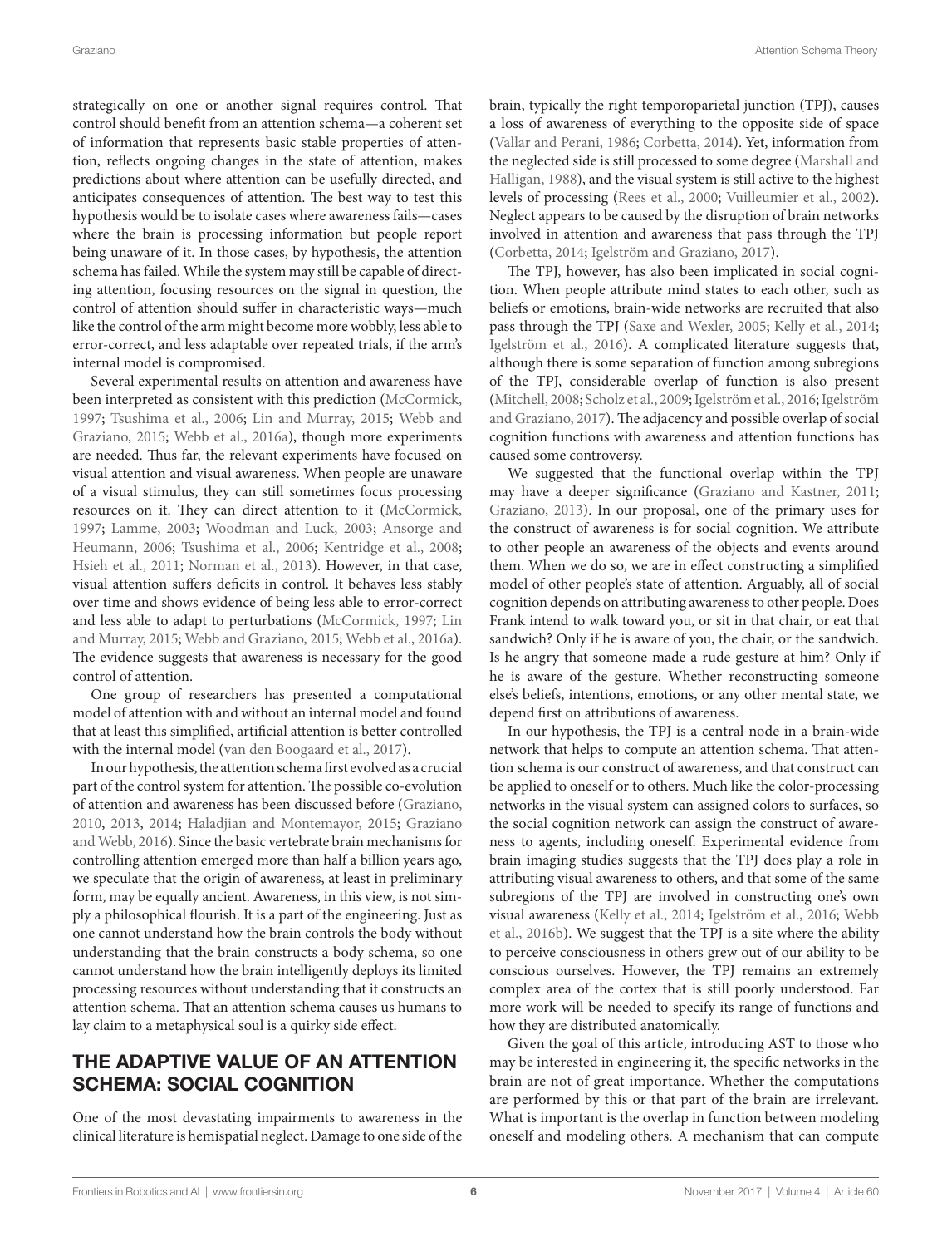strategically on one or another signal requires control. That control should benefit from an attention schema—a coherent set of information that represents basic stable properties of attention, reflects ongoing changes in the state of attention, makes predictions about where attention can be usefully directed, and anticipates consequences of attention. The best way to test this hypothesis would be to isolate cases where awareness fails—cases where the brain is processing information but people report being unaware of it. In those cases, by hypothesis, the attention schema has failed. While the system may still be capable of directing attention, focusing resources on the signal in question, the control of attention should suffer in characteristic ways—much like the control of the arm might become more wobbly, less able to error-correct, and less adaptable over repeated trials, if the arm's internal model is compromised.

Several experimental results on attention and awareness have been interpreted as consistent with this prediction (McCormick, 1997; Tsushima et al., 2006; Lin and Murray, 2015; Webb and Graziano, 2015; Webb et al., 2016a), though more experiments are needed. Thus far, the relevant experiments have focused on visual attention and visual awareness. When people are unaware of a visual stimulus, they can still sometimes focus processing resources on it. They can direct attention to it (McCormick, 1997; Lamme, 2003; Woodman and Luck, 2003; Ansorge and Heumann, 2006; Tsushima et al., 2006; Kentridge et al., 2008; Hsieh et al., 2011; Norman et al., 2013). However, in that case, visual attention suffers deficits in control. It behaves less stably over time and shows evidence of being less able to error-correct and less able to adapt to perturbations (McCormick, 1997; Lin and Murray, 2015; Webb and Graziano, 2015; Webb et al., 2016a). The evidence suggests that awareness is necessary for the good control of attention.

One group of researchers has presented a computational model of attention with and without an internal model and found that at least this simplified, artificial attention is better controlled with the internal model (van den Boogaard et al., 2017).

In our hypothesis, the attention schema first evolved as a crucial part of the control system for attention. The possible co-evolution of attention and awareness has been discussed before (Graziano, 2010, 2013, 2014; Haladjian and Montemayor, 2015; Graziano and Webb, 2016). Since the basic vertebrate brain mechanisms for controlling attention emerged more than half a billion years ago, we speculate that the origin of awareness, at least in preliminary form, may be equally ancient. Awareness, in this view, is not simply a philosophical flourish. It is a part of the engineering. Just as one cannot understand how the brain controls the body without understanding that the brain constructs a body schema, so one cannot understand how the brain intelligently deploys its limited processing resources without understanding that it constructs an attention schema. That an attention schema causes us humans to lay claim to a metaphysical soul is a quirky side effect.

## THE ADAPTIVE VALUE OF AN ATTENTION SCHEMA: SOCIAL COGNITION

One of the most devastating impairments to awareness in the clinical literature is hemispatial neglect. Damage to one side of the brain, typically the right temporoparietal junction (TPJ), causes a loss of awareness of everything to the opposite side of space (Vallar and Perani, 1986; Corbetta, 2014). Yet, information from the neglected side is still processed to some degree (Marshall and Halligan, 1988), and the visual system is still active to the highest levels of processing (Rees et al., 2000; Vuilleumier et al., 2002). Neglect appears to be caused by the disruption of brain networks involved in attention and awareness that pass through the TPJ (Corbetta, 2014; Igelström and Graziano, 2017).

The TPJ, however, has also been implicated in social cognition. When people attribute mind states to each other, such as beliefs or emotions, brain-wide networks are recruited that also pass through the TPJ (Saxe and Wexler, 2005; Kelly et al., 2014; Igelström et al., 2016). A complicated literature suggests that, although there is some separation of function among subregions of the TPJ, considerable overlap of function is also present (Mitchell, 2008; Scholz et al., 2009; Igelström et al., 2016; Igelström and Graziano, 2017). The adjacency and possible overlap of social cognition functions with awareness and attention functions has caused some controversy.

We suggested that the functional overlap within the TPJ may have a deeper significance (Graziano and Kastner, 2011; Graziano, 2013). In our proposal, one of the primary uses for the construct of awareness is for social cognition. We attribute to other people an awareness of the objects and events around them. When we do so, we are in effect constructing a simplified model of other people's state of attention. Arguably, all of social cognition depends on attributing awareness to other people. Does Frank intend to walk toward you, or sit in that chair, or eat that sandwich? Only if he is aware of you, the chair, or the sandwich. Is he angry that someone made a rude gesture at him? Only if he is aware of the gesture. Whether reconstructing someone else's beliefs, intentions, emotions, or any other mental state, we depend first on attributions of awareness.

In our hypothesis, the TPJ is a central node in a brain-wide network that helps to compute an attention schema. That attention schema is our construct of awareness, and that construct can be applied to oneself or to others. Much like the color-processing networks in the visual system can assigned colors to surfaces, so the social cognition network can assign the construct of awareness to agents, including oneself. Experimental evidence from brain imaging studies suggests that the TPJ does play a role in attributing visual awareness to others, and that some of the same subregions of the TPJ are involved in constructing one's own visual awareness (Kelly et al., 2014; Igelström et al., 2016; Webb et al., 2016b). We suggest that the TPJ is a site where the ability to perceive consciousness in others grew out of our ability to be conscious ourselves. However, the TPJ remains an extremely complex area of the cortex that is still poorly understood. Far more work will be needed to specify its range of functions and how they are distributed anatomically.

Given the goal of this article, introducing AST to those who may be interested in engineering it, the specific networks in the brain are not of great importance. Whether the computations are performed by this or that part of the brain are irrelevant. What is important is the overlap in function between modeling oneself and modeling others. A mechanism that can compute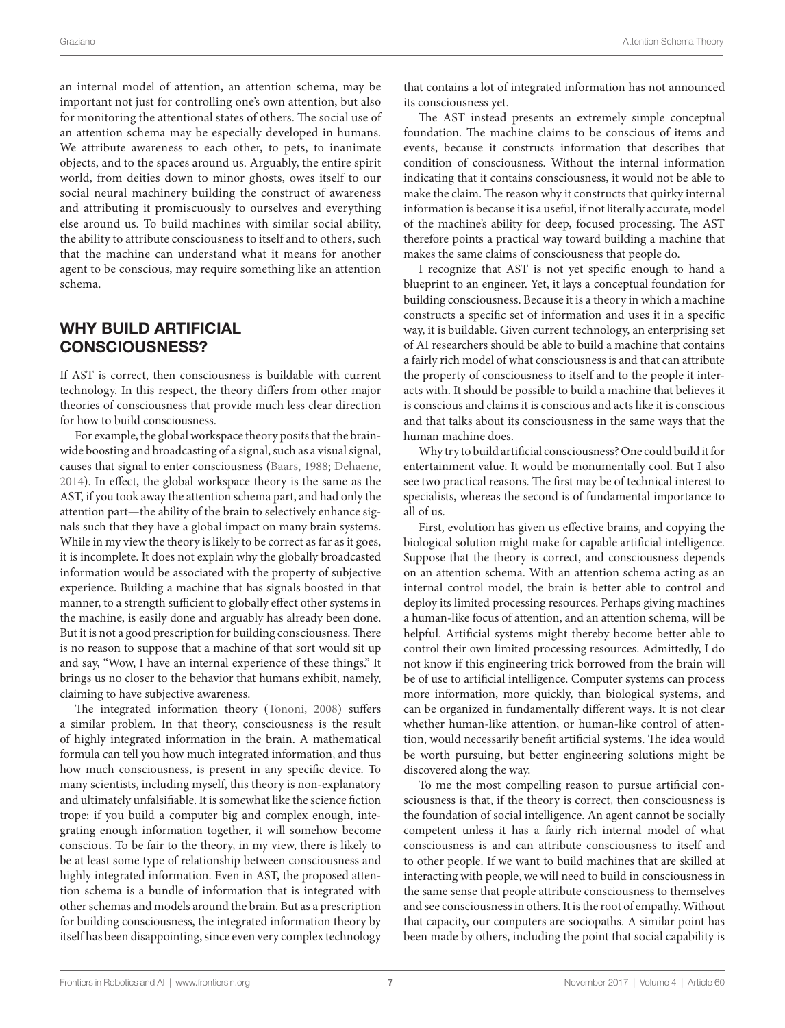an internal model of attention, an attention schema, may be important not just for controlling one's own attention, but also for monitoring the attentional states of others. The social use of an attention schema may be especially developed in humans. We attribute awareness to each other, to pets, to inanimate objects, and to the spaces around us. Arguably, the entire spirit world, from deities down to minor ghosts, owes itself to our social neural machinery building the construct of awareness and attributing it promiscuously to ourselves and everything else around us. To build machines with similar social ability, the ability to attribute consciousness to itself and to others, such that the machine can understand what it means for another agent to be conscious, may require something like an attention schema.

## WHY BUILD ARTIFICIAL CONSCIOUSNESS?

If AST is correct, then consciousness is buildable with current technology. In this respect, the theory differs from other major theories of consciousness that provide much less clear direction for how to build consciousness.

For example, the global workspace theory posits that the brain-wide boosting and broadcasting of a signal, such as a visual signal, causes that signal to enter consciousness (Baars, 1988; Dehaene, 2014). In effect, the global workspace theory is the same as the AST, if you took away the attention schema part, and had only the attention part—the ability of the brain to selectively enhance signals such that they have a global impact on many brain systems. While in my view the theory is likely to be correct as far as it goes, it is incomplete. It does not explain why the globally broadcasted information would be associated with the property of subjective experience. Building a machine that has signals boosted in that manner, to a strength sufficient to globally effect other systems in the machine, is easily done and arguably has already been done. But it is not a good prescription for building consciousness. There is no reason to suppose that a machine of that sort would sit up and say, "Wow, I have an internal experience of these things." It brings us no closer to the behavior that humans exhibit, namely, claiming to have subjective awareness.

The integrated information theory (Tononi, 2008) suffers a similar problem. In that theory, consciousness is the result of highly integrated information in the brain. A mathematical formula can tell you how much integrated information, and thus how much consciousness, is present in any specific device. To many scientists, including myself, this theory is non-explanatory and ultimately unfalsifiable. It is somewhat like the science fiction trope: if you build a computer big and complex enough, integrating enough information together, it will somehow become conscious. To be fair to the theory, in my view, there is likely to be at least some type of relationship between consciousness and highly integrated information. Even in AST, the proposed attention schema is a bundle of information that is integrated with other schemas and models around the brain. But as a prescription for building consciousness, the integrated information theory by itself has been disappointing, since even very complex technology that contains a lot of integrated information has not announced its consciousness yet.

The AST instead presents an extremely simple conceptual foundation. The machine claims to be conscious of items and events, because it constructs information that describes that condition of consciousness. Without the internal information indicating that it contains consciousness, it would not be able to make the claim. The reason why it constructs that quirky internal information is because it is a useful, if not literally accurate, model of the machine's ability for deep, focused processing. The AST therefore points a practical way toward building a machine that makes the same claims of consciousness that people do.

I recognize that AST is not yet specific enough to hand a blueprint to an engineer. Yet, it lays a conceptual foundation for building consciousness. Because it is a theory in which a machine constructs a specific set of information and uses it in a specific way, it is buildable. Given current technology, an enterprising set of AI researchers should be able to build a machine that contains a fairly rich model of what consciousness is and that can attribute the property of consciousness to itself and to the people it interacts with. It should be possible to build a machine that believes it is conscious and claims it is conscious and acts like it is conscious and that talks about its consciousness in the same ways that the human machine does.

Why try to build artificial consciousness? One could build it for entertainment value. It would be monumentally cool. But I also see two practical reasons. The first may be of technical interest to specialists, whereas the second is of fundamental importance to all of us.

First, evolution has given us effective brains, and copying the biological solution might make for capable artificial intelligence. Suppose that the theory is correct, and consciousness depends on an attention schema. With an attention schema acting as an internal control model, the brain is better able to control and deploy its limited processing resources. Perhaps giving machines a human-like focus of attention, and an attention schema, will be helpful. Artificial systems might thereby become better able to control their own limited processing resources. Admittedly, I do not know if this engineering trick borrowed from the brain will be of use to artificial intelligence. Computer systems can process more information, more quickly, than biological systems, and can be organized in fundamentally different ways. It is not clear whether human-like attention, or human-like control of attention, would necessarily benefit artificial systems. The idea would be worth pursuing, but better engineering solutions might be discovered along the way.

To me the most compelling reason to pursue artificial consciousness is that, if the theory is correct, then consciousness is the foundation of social intelligence. An agent cannot be socially competent unless it has a fairly rich internal model of what consciousness is and can attribute consciousness to itself and to other people. If we want to build machines that are skilled at interacting with people, we will need to build in consciousness in the same sense that people attribute consciousness to themselves and see consciousness in others. It is the root of empathy. Without that capacity, our computers are sociopaths. A similar point has been made by others, including the point that social capability is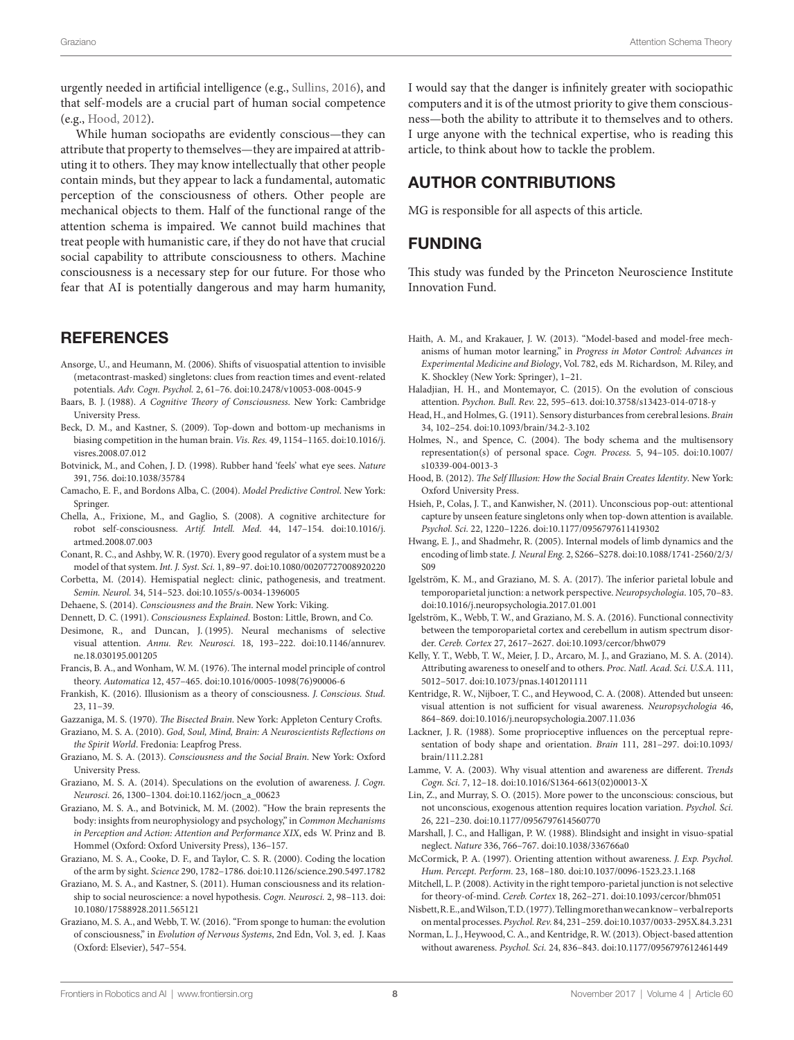urgently needed in artificial intelligence (e.g., Sullins, 2016), and that self-models are a crucial part of human social competence (e.g., Hood, 2012).

While human sociopaths are evidently conscious—they can attribute that property to themselves—they are impaired at attributing it to others. They may know intellectually that other people contain minds, but they appear to lack a fundamental, automatic perception of the consciousness of others. Other people are mechanical objects to them. Half of the functional range of the attention schema is impaired. We cannot build machines that treat people with humanistic care, if they do not have that crucial social capability to attribute consciousness to others. Machine consciousness is a necessary step for our future. For those who fear that AI is potentially dangerous and may harm humanity, I would say that the danger is infinitely greater with sociopathic computers and it is of the utmost priority to give them consciousness—both the ability to attribute it to themselves and to others. I urge anyone with the technical expertise, who is reading this article, to think about how to tackle the problem.

## AUTHOR CONTRIBUTIONS

MG is responsible for all aspects of this article.

## FUNDING

This study was funded by the Princeton Neuroscience Institute Innovation Fund.

## REFERENCES

Ansorge, U., and Heumann, M. (2006). Shifts of visuospatial attention to invisible (metacontrast-masked) singletons: clues from reaction times and event-related potentials. *Adv. Cogn. Psychol.* 2, 61–76. doi:10.2478/v10053-008-0045-9

Baars, B. J. (1988). *A Cognitive Theory of Consciousness*. New York: Cambridge University Press.

Beck, D. M., and Kastner, S. (2009). Top-down and bottom-up mechanisms in biasing competition in the human brain. *Vis. Res.* 49, 1154–1165. doi:10.1016/j.visres.2008.07.012

Botvinick, M., and Cohen, J. D. (1998). Rubber hand 'feels' what eye sees. *Nature* 391, 756. doi:10.1038/35784

Camacho, E. F., and Bordons Alba, C. (2004). *Model Predictive Control*. New York: Springer.

Chella, A., Frixione, M., and Gaglio, S. (2008). A cognitive architecture for robot self-consciousness. *Artif. Intell. Med.* 44, 147–154. doi:10.1016/j.artmed.2008.07.003

Conant, R. C., and Ashby, W. R. (1970). Every good regulator of a system must be a model of that system. *Int. J. Syst. Sci.* 1, 89–97. doi:10.1080/00207727008920220

Corbetta, M. (2014). Hemispatial neglect: clinic, pathogenesis, and treatment. *Semin. Neurol.* 34, 514–523. doi:10.1055/s-0034-1396005

Dehaene, S. (2014). *Consciousness and the Brain*. New York: Viking.

Dennett, D. C. (1991). *Consciousness Explained*. Boston: Little, Brown, and Co.

Desimone, R., and Duncan, J. (1995). Neural mechanisms of selective visual attention. *Annu. Rev. Neurosci.* 18, 193–222. doi:10.1146/annurev.ne.18.030195.001205

Francis, B. A., and Wonham, W. M. (1976). The internal model principle of control theory. *Automatica* 12, 457–465. doi:10.1016/0005-1098(76)90006-6

Frankish, K. (2016). Illusionism as a theory of consciousness. *J. Conscious. Stud.* 23, 11–39.

Gazzaniga, M. S. (1970). *The Bisected Brain*. New York: Appleton Century Crofts.

Graziano, M. S. A. (2010). *God, Soul, Mind, Brain: A Neuroscientists Reflections on the Spirit World*. Fredonia: Leapfrog Press.

Graziano, M. S. A. (2013). *Consciousness and the Social Brain*. New York: Oxford University Press.

Graziano, M. S. A. (2014). Speculations on the evolution of awareness. *J. Cogn. Neurosci.* 26, 1300–1304. doi:10.1162/jocn_a_00623

Graziano, M. S. A., and Botvinick, M. M. (2002). "How the brain represents the body: insights from neurophysiology and psychology," in *Common Mechanisms in Perception and Action: Attention and Performance XIX*, eds W. Prinz and B. Hommel (Oxford: Oxford University Press), 136–157.

Graziano, M. S. A., Cooke, D. F., and Taylor, C. S. R. (2000). Coding the location of the arm by sight. *Science* 290, 1782–1786. doi:10.1126/science.290.5497.1782

Graziano, M. S. A., and Kastner, S. (2011). Human consciousness and its relationship to social neuroscience: a novel hypothesis. *Cogn. Neurosci.* 2, 98–113. doi:10.1080/17588928.2011.565121

Graziano, M. S. A., and Webb, T. W. (2016). "From sponge to human: the evolution of consciousness," in *Evolution of Nervous Systems*, 2nd Edn, Vol. 3, ed. J. Kaas (Oxford: Elsevier), 547–554.

Haith, A. M., and Krakauer, J. W. (2013). "Model-based and model-free mechanisms of human motor learning," in *Progress in Motor Control: Advances in Experimental Medicine and Biology*, Vol. 782, eds M. Richardson, M. Riley, and K. Shockley (New York: Springer), 1–21.

Haladjian, H. H., and Montemayor, C. (2015). On the evolution of conscious attention. *Psychon. Bull. Rev.* 22, 595–613. doi:10.3758/s13423-014-0718-y

Head, H., and Holmes, G. (1911). Sensory disturbances from cerebral lesions. *Brain* 34, 102–254. doi:10.1093/brain/34.2-3.102

Holmes, N., and Spence, C. (2004). The body schema and the multisensory representation(s) of personal space. *Cogn. Process.* 5, 94–105. doi:10.1007/s10339-004-0013-3

Hood, B. (2012). *The Self Illusion: How the Social Brain Creates Identity*. New York: Oxford University Press.

Hsieh, P., Colas, J. T., and Kanwisher, N. (2011). Unconscious pop-out: attentional capture by unseen feature singletons only when top-down attention is available. *Psychol. Sci.* 22, 1220–1226. doi:10.1177/0956797611419302

Hwang, E. J., and Shadmehr, R. (2005). Internal models of limb dynamics and the encoding of limb state. *J. Neural Eng.* 2, S266–S278. doi:10.1088/1741-2560/2/3/S09

Igelström, K. M., and Graziano, M. S. A. (2017). The inferior parietal lobule and temporoparietal junction: a network perspective. *Neuropsychologia*. 105, 70–83. doi:10.1016/j.neuropsychologia.2017.01.001

Igelström, K., Webb, T. W., and Graziano, M. S. A. (2016). Functional connectivity between the temporoparietal cortex and cerebellum in autism spectrum disorder. *Cereb. Cortex* 27, 2617–2627. doi:10.1093/cercor/bhw079

Kelly, Y. T., Webb, T. W., Meier, J. D., Arcaro, M. J., and Graziano, M. S. A. (2014). Attributing awareness to oneself and to others. *Proc. Natl. Acad. Sci. U.S.A.* 111, 5012–5017. doi:10.1073/pnas.1401201111

Kentridge, R. W., Nijboer, T. C., and Heywood, C. A. (2008). Attended but unseen: visual attention is not sufficient for visual awareness. *Neuropsychologia* 46, 864–869. doi:10.1016/j.neuropsychologia.2007.11.036

Lackner, J. R. (1988). Some proprioceptive influences on the perceptual representation of body shape and orientation. *Brain* 111, 281–297. doi:10.1093/brain/111.2.281

Lamme, V. A. (2003). Why visual attention and awareness are different. *Trends Cogn. Sci.* 7, 12–18. doi:10.1016/S1364-6613(02)00013-X

Lin, Z., and Murray, S. O. (2015). More power to the unconscious: conscious, but not unconscious, exogenous attention requires location variation. *Psychol. Sci.* 26, 221–230. doi:10.1177/0956797614560770

Marshall, J. C., and Halligan, P. W. (1988). Blindsight and insight in visuo-spatial neglect. *Nature* 336, 766–767. doi:10.1038/336766a0

McCormick, P. A. (1997). Orienting attention without awareness. *J. Exp. Psychol. Hum. Percept. Perform.* 23, 168–180. doi:10.1037/0096-1523.23.1.168

Mitchell, L. P. (2008). Activity in the right temporo-parietal junction is not selective for theory-of-mind. *Cereb. Cortex* 18, 262–271. doi:10.1093/cercor/bhm051

Nisbett, R. E., and Wilson, T. D. (1977). Telling more than we can know – verbal reports on mental processes. *Psychol. Rev.* 84, 231–259. doi:10.1037/0033-295X.84.3.231

Norman, L. J., Heywood, C. A., and Kentridge, R. W. (2013). Object-based attention without awareness. *Psychol. Sci.* 24, 836–843. doi:10.1177/0956797612461449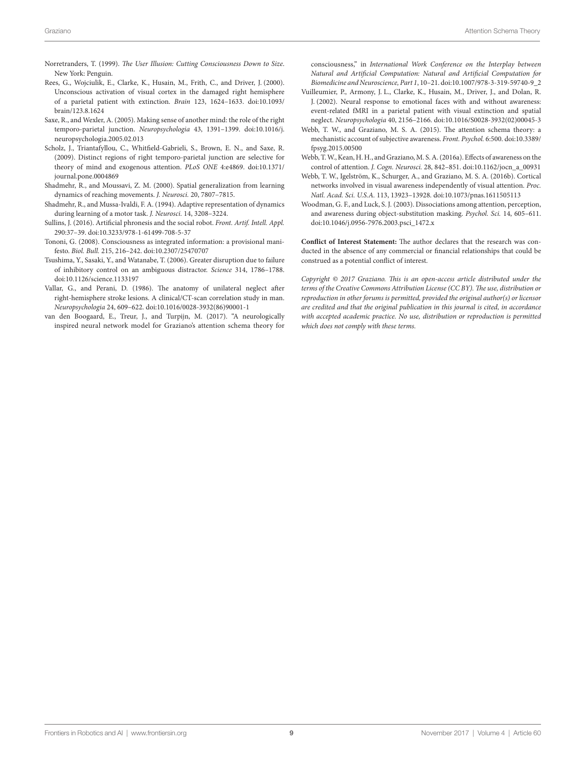Norretranders, T. (1999). *The User Illusion: Cutting Consciousness Down to Size*. New York: Penguin.

Rees, G., Wojciulik, E., Clarke, K., Husain, M., Frith, C., and Driver, J. (2000). Unconscious activation of visual cortex in the damaged right hemisphere of a parietal patient with extinction. *Brain* 123, 1624–1633. doi:10.1093/brain/123.8.1624

Saxe, R., and Wexler, A. (2005). Making sense of another mind: the role of the right temporo-parietal junction. *Neuropsychologia* 43, 1391–1399. doi:10.1016/j.neuropsychologia.2005.02.013

Scholz, J., Triantafyllou, C., Whitfield-Gabrieli, S., Brown, E. N., and Saxe, R. (2009). Distinct regions of right temporo-parietal junction are selective for theory of mind and exogenous attention. *PLoS ONE* 4:e4869. doi:10.1371/journal.pone.0004869

Shadmehr, R., and Moussavi, Z. M. (2000). Spatial generalization from learning dynamics of reaching movements. *J. Neurosci.* 20, 7807–7815.

Shadmehr, R., and Mussa-Ivaldi, F. A. (1994). Adaptive representation of dynamics during learning of a motor task. *J. Neurosci.* 14, 3208–3224.

Sullins, J. (2016). Artificial phronesis and the social robot. *Front. Artif. Intell. Appl.* 290:37–39. doi:10.3233/978-1-61499-708-5-37

Tononi, G. (2008). Consciousness as integrated information: a provisional manifesto. *Biol. Bull.* 215, 216–242. doi:10.2307/25470707

Tsushima, Y., Sasaki, Y., and Watanabe, T. (2006). Greater disruption due to failure of inhibitory control on an ambiguous distractor. *Science* 314, 1786–1788. doi:10.1126/science.1133197

Vallar, G., and Perani, D. (1986). The anatomy of unilateral neglect after right-hemisphere stroke lesions. A clinical/CT-scan correlation study in man. *Neuropsychologia* 24, 609–622. doi:10.1016/0028-3932(86)90001-1

van den Boogaard, E., Treur, J., and Turpijn, M. (2017). "A neurologically inspired neural network model for Graziano's attention schema theory for consciousness," in *International Work Conference on the Interplay between Natural and Artificial Computation: Natural and Artificial Computation for Biomedicine and Neuroscience, Part 1*, 10–21. doi:10.1007/978-3-319-59740-9_2

Vuilleumier, P., Armony, J. L., Clarke, K., Husain, M., Driver, J., and Dolan, R. J. (2002). Neural response to emotional faces with and without awareness: event-related fMRI in a parietal patient with visual extinction and spatial neglect. *Neuropsychologia* 40, 2156–2166. doi:10.1016/S0028-3932(02)00045-3

Webb, T. W., and Graziano, M. S. A. (2015). The attention schema theory: a mechanistic account of subjective awareness. *Front. Psychol.* 6:500. doi:10.3389/fpsyg.2015.00500

Webb, T. W., Kean, H. H., and Graziano, M. S. A. (2016a). Effects of awareness on the control of attention. *J. Cogn. Neurosci.* 28, 842–851. doi:10.1162/jocn_a_00931

Webb, T. W., Igelström, K., Schurger, A., and Graziano, M. S. A. (2016b). Cortical networks involved in visual awareness independently of visual attention. *Proc. Natl. Acad. Sci. U.S.A.* 113, 13923–13928. doi:10.1073/pnas.1611505113

Woodman, G. F., and Luck, S. J. (2003). Dissociations among attention, perception, and awareness during object-substitution masking. *Psychol. Sci.* 14, 605–611. doi:10.1046/j.0956-7976.2003.psci_1472.x

**Conflict of Interest Statement:** The author declares that the research was conducted in the absence of any commercial or financial relationships that could be construed as a potential conflict of interest.

*Copyright © 2017 Graziano. This is an open-access article distributed under the terms of the Creative Commons Attribution License (CC BY). The use, distribution or reproduction in other forums is permitted, provided the original author(s) or licensor are credited and that the original publication in this journal is cited, in accordance with accepted academic practice. No use, distribution or reproduction is permitted which does not comply with these terms.*